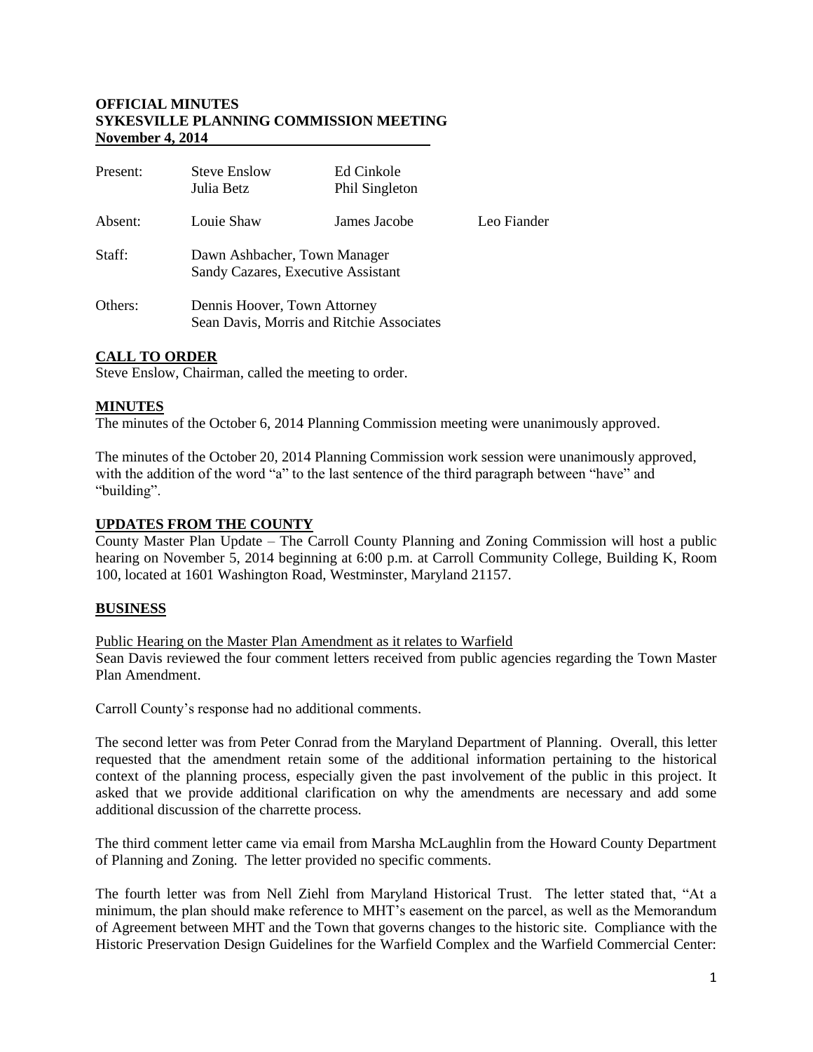**OFFICIAL MINUTES**
**SYKESVILLE PLANNING COMMISSION MEETING**
**November 4, 2014**

| | | | |
|---|---|---|---|
| Present: | Steve Enslow<br>Julia Betz | Ed Cinkole<br>Phil Singleton | |
| Absent: | Louie Shaw | James Jacobe | Leo Fiander |
| Staff: | Dawn Ashbacher, Town Manager<br>Sandy Cazares, Executive Assistant | | |
| Others: | Dennis Hoover, Town Attorney<br>Sean Davis, Morris and Ritchie Associates | | |

## CALL TO ORDER

Steve Enslow, Chairman, called the meeting to order.

## MINUTES

The minutes of the October 6, 2014 Planning Commission meeting were unanimously approved.

The minutes of the October 20, 2014 Planning Commission work session were unanimously approved, with the addition of the word "a" to the last sentence of the third paragraph between "have" and "building".

## UPDATES FROM THE COUNTY

County Master Plan Update – The Carroll County Planning and Zoning Commission will host a public hearing on November 5, 2014 beginning at 6:00 p.m. at Carroll Community College, Building K, Room 100, located at 1601 Washington Road, Westminster, Maryland 21157.

## BUSINESS

Public Hearing on the Master Plan Amendment as it relates to Warfield

Sean Davis reviewed the four comment letters received from public agencies regarding the Town Master Plan Amendment.

Carroll County's response had no additional comments.

The second letter was from Peter Conrad from the Maryland Department of Planning. Overall, this letter requested that the amendment retain some of the additional information pertaining to the historical context of the planning process, especially given the past involvement of the public in this project. It asked that we provide additional clarification on why the amendments are necessary and add some additional discussion of the charrette process.

The third comment letter came via email from Marsha McLaughlin from the Howard County Department of Planning and Zoning. The letter provided no specific comments.

The fourth letter was from Nell Ziehl from Maryland Historical Trust. The letter stated that, "At a minimum, the plan should make reference to MHT's easement on the parcel, as well as the Memorandum of Agreement between MHT and the Town that governs changes to the historic site. Compliance with the Historic Preservation Design Guidelines for the Warfield Complex and the Warfield Commercial Center: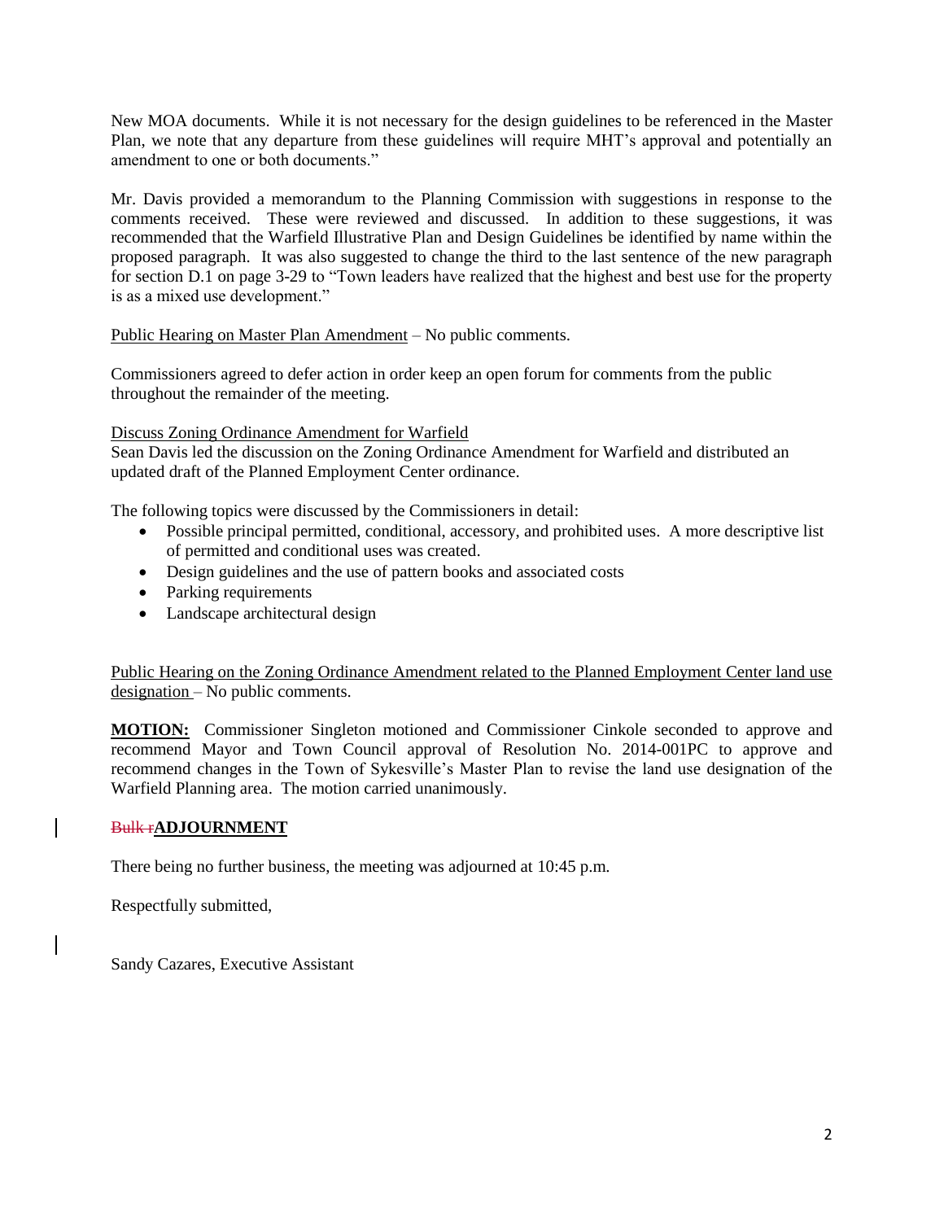New MOA documents. While it is not necessary for the design guidelines to be referenced in the Master Plan, we note that any departure from these guidelines will require MHT's approval and potentially an amendment to one or both documents."

Mr. Davis provided a memorandum to the Planning Commission with suggestions in response to the comments received. These were reviewed and discussed. In addition to these suggestions, it was recommended that the Warfield Illustrative Plan and Design Guidelines be identified by name within the proposed paragraph. It was also suggested to change the third to the last sentence of the new paragraph for section D.1 on page 3-29 to "Town leaders have realized that the highest and best use for the property is as a mixed use development."

Public Hearing on Master Plan Amendment – No public comments.

Commissioners agreed to defer action in order keep an open forum for comments from the public throughout the remainder of the meeting.

Discuss Zoning Ordinance Amendment for Warfield

Sean Davis led the discussion on the Zoning Ordinance Amendment for Warfield and distributed an updated draft of the Planned Employment Center ordinance.

The following topics were discussed by the Commissioners in detail:

- Possible principal permitted, conditional, accessory, and prohibited uses. A more descriptive list of permitted and conditional uses was created.
- Design guidelines and the use of pattern books and associated costs
- Parking requirements
- Landscape architectural design

Public Hearing on the Zoning Ordinance Amendment related to the Planned Employment Center land use designation – No public comments.

**MOTION:** Commissioner Singleton motioned and Commissioner Cinkole seconded to approve and recommend Mayor and Town Council approval of Resolution No. 2014-001PC to approve and recommend changes in the Town of Sykesville's Master Plan to revise the land use designation of the Warfield Planning area. The motion carried unanimously.

~~Bulk r~~**ADJOURNMENT**

There being no further business, the meeting was adjourned at 10:45 p.m.

Respectfully submitted,

Sandy Cazares, Executive Assistant